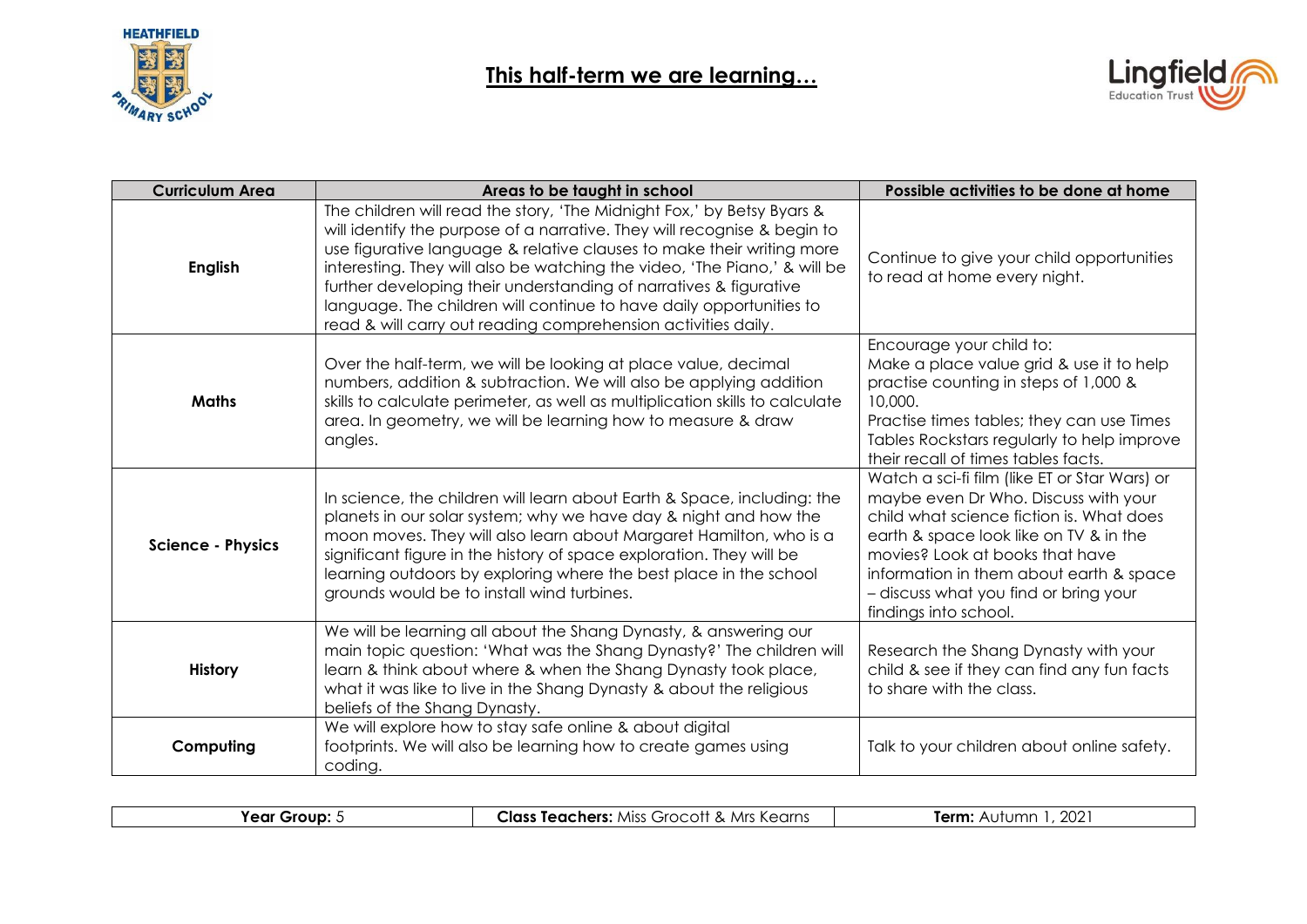# This half-term we are learning…

| Curriculum Area | Areas to be taught in school | Possible activities to be done at home |
|---|---|---|
| **English** | The children will read the story, 'The Midnight Fox,' by Betsy Byars & will identify the purpose of a narrative. They will recognise & begin to use figurative language & relative clauses to make their writing more interesting. They will also be watching the video, 'The Piano,' & will be further developing their understanding of narratives & figurative language. The children will continue to have daily opportunities to read & will carry out reading comprehension activities daily. | Continue to give your child opportunities to read at home every night. |
| **Maths** | Over the half-term, we will be looking at place value, decimal numbers, addition & subtraction. We will also be applying addition skills to calculate perimeter, as well as multiplication skills to calculate area. In geometry, we will be learning how to measure & draw angles. | Encourage your child to:<br>Make a place value grid & use it to help practise counting in steps of 1,000 & 10,000.<br>Practise times tables; they can use Times Tables Rockstars regularly to help improve their recall of times tables facts. |
| **Science - Physics** | In science, the children will learn about Earth & Space, including: the planets in our solar system; why we have day & night and how the moon moves. They will also learn about Margaret Hamilton, who is a significant figure in the history of space exploration. They will be learning outdoors by exploring where the best place in the school grounds would be to install wind turbines. | Watch a sci-fi film (like ET or Star Wars) or maybe even Dr Who. Discuss with your child what science fiction is. What does earth & space look like on TV & in the movies? Look at books that have information in them about earth & space – discuss what you find or bring your findings into school. |
| **History** | We will be learning all about the Shang Dynasty, & answering our main topic question: 'What was the Shang Dynasty?' The children will learn & think about where & when the Shang Dynasty took place, what it was like to live in the Shang Dynasty & about the religious beliefs of the Shang Dynasty. | Research the Shang Dynasty with your child & see if they can find any fun facts to share with the class. |
| **Computing** | We will explore how to stay safe online & about digital footprints. We will also be learning how to create games using coding. | Talk to your children about online safety. |

| **Year Group:** 5 | **Class Teachers:** Miss Grocott & Mrs Kearns | **Term:** Autumn 1, 2021 |
|---|---|---|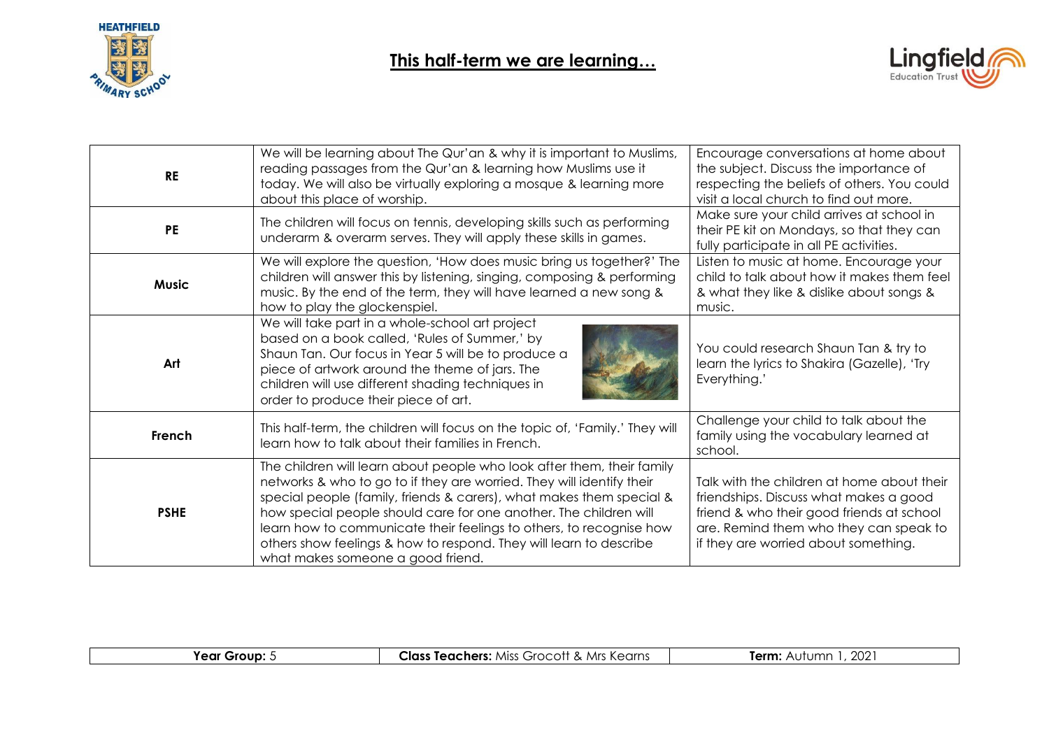## This half-term we are learning…

| | | |
|---|---|---|
| **RE** | We will be learning about The Qur'an & why it is important to Muslims, reading passages from the Qur'an & learning how Muslims use it today. We will also be virtually exploring a mosque & learning more about this place of worship. | Encourage conversations at home about the subject. Discuss the importance of respecting the beliefs of others. You could visit a local church to find out more. |
| **PE** | The children will focus on tennis, developing skills such as performing underarm & overarm serves. They will apply these skills in games. | Make sure your child arrives at school in their PE kit on Mondays, so that they can fully participate in all PE activities. |
| **Music** | We will explore the question, 'How does music bring us together?' The children will answer this by listening, singing, composing & performing music. By the end of the term, they will have learned a new song & how to play the glockenspiel. | Listen to music at home. Encourage your child to talk about how it makes them feel & what they like & dislike about songs & music. |
| **Art** | We will take part in a whole-school art project based on a book called, 'Rules of Summer,' by Shaun Tan. Our focus in Year 5 will be to produce a piece of artwork around the theme of jars. The children will use different shading techniques in order to produce their piece of art. | You could research Shaun Tan & try to learn the lyrics to Shakira (Gazelle), 'Try Everything.' |
| **French** | This half-term, the children will focus on the topic of, 'Family.' They will learn how to talk about their families in French. | Challenge your child to talk about the family using the vocabulary learned at school. |
| **PSHE** | The children will learn about people who look after them, their family networks & who to go to if they are worried. They will identify their special people (family, friends & carers), what makes them special & how special people should care for one another. The children will learn how to communicate their feelings to others, to recognise how others show feelings & how to respond. They will learn to describe what makes someone a good friend. | Talk with the children at home about their friendships. Discuss what makes a good friend & who their good friends at school are. Remind them who they can speak to if they are worried about something. |

| **Year Group:** 5 | **Class Teachers:** Miss Grocott & Mrs Kearns | **Term:** Autumn 1, 2021 |
|---|---|---|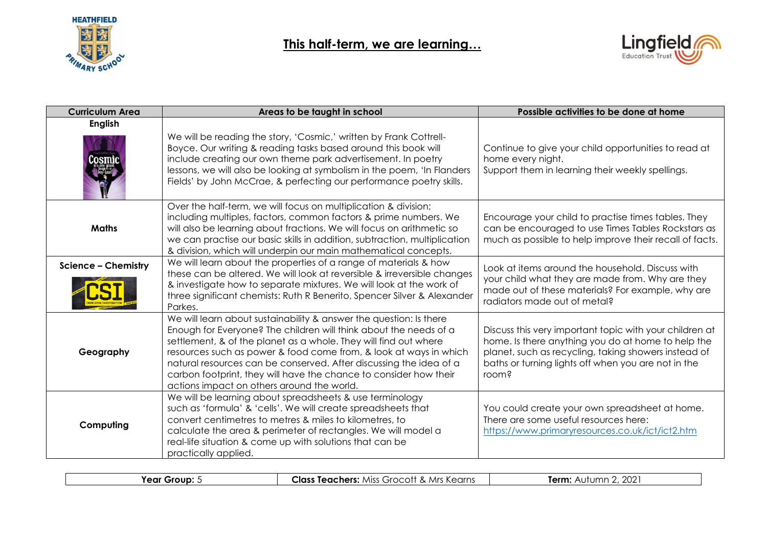# This half-term, we are learning…

| Curriculum Area | Areas to be taught in school | Possible activities to be done at home |
|---|---|---|
| **English** | We will be reading the story, 'Cosmic,' written by Frank Cottrell-Boyce. Our writing & reading tasks based around this book will include creating our own theme park advertisement. In poetry lessons, we will also be looking at symbolism in the poem, 'In Flanders Fields' by John McCrae, & perfecting our performance poetry skills. | Continue to give your child opportunities to read at home every night. Support them in learning their weekly spellings. |
| **Maths** | Over the half-term, we will focus on multiplication & division; including multiples, factors, common factors & prime numbers. We will also be learning about fractions. We will focus on arithmetic so we can practise our basic skills in addition, subtraction, multiplication & division, which will underpin our main mathematical concepts. | Encourage your child to practise times tables. They can be encouraged to use Times Tables Rockstars as much as possible to help improve their recall of facts. |
| **Science – Chemistry** | We will learn about the properties of a range of materials & how these can be altered. We will look at reversible & irreversible changes & investigate how to separate mixtures. We will look at the work of three significant chemists: Ruth R Benerito, Spencer Silver & Alexander Parkes. | Look at items around the household. Discuss with your child what they are made from. Why are they made out of these materials? For example, why are radiators made out of metal? |
| **Geography** | We will learn about sustainability & answer the question: Is there Enough for Everyone? The children will think about the needs of a settlement, & of the planet as a whole. They will find out where resources such as power & food come from, & look at ways in which natural resources can be conserved. After discussing the idea of a carbon footprint, they will have the chance to consider how their actions impact on others around the world. | Discuss this very important topic with your children at home. Is there anything you do at home to help the planet, such as recycling, taking showers instead of baths or turning lights off when you are not in the room? |
| **Computing** | We will be learning about spreadsheets & use terminology such as 'formula' & 'cells'. We will create spreadsheets that convert centimetres to metres & miles to kilometres, to calculate the area & perimeter of rectangles. We will model a real-life situation & come up with solutions that can be practically applied. | You could create your own spreadsheet at home. There are some useful resources here: https://www.primaryresources.co.uk/ict/ict2.htm |

| **Year Group:** 5 | **Class Teachers:** Miss Grocott & Mrs Kearns | **Term:** Autumn 2, 2021 |
|---|---|---|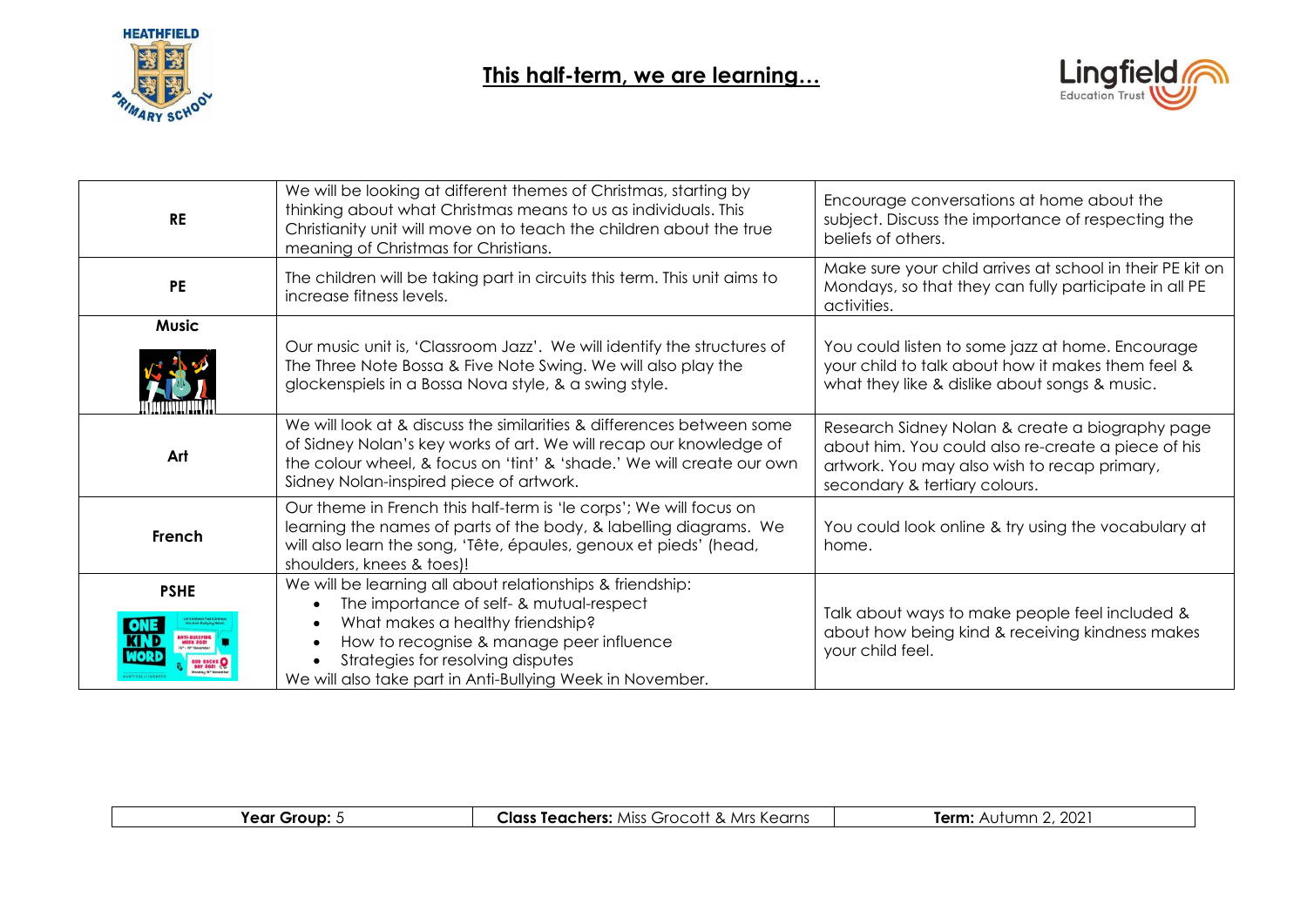# This half-term, we are learning…

| | | |
|---|---|---|
| **RE** | We will be looking at different themes of Christmas, starting by thinking about what Christmas means to us as individuals. This Christianity unit will move on to teach the children about the true meaning of Christmas for Christians. | Encourage conversations at home about the subject. Discuss the importance of respecting the beliefs of others. |
| **PE** | The children will be taking part in circuits this term. This unit aims to increase fitness levels. | Make sure your child arrives at school in their PE kit on Mondays, so that they can fully participate in all PE activities. |
| **Music** | Our music unit is, 'Classroom Jazz'. We will identify the structures of The Three Note Bossa & Five Note Swing. We will also play the glockenspiels in a Bossa Nova style, & a swing style. | You could listen to some jazz at home. Encourage your child to talk about how it makes them feel & what they like & dislike about songs & music. |
| **Art** | We will look at & discuss the similarities & differences between some of Sidney Nolan's key works of art. We will recap our knowledge of the colour wheel, & focus on 'tint' & 'shade.' We will create our own Sidney Nolan-inspired piece of artwork. | Research Sidney Nolan & create a biography page about him. You could also re-create a piece of his artwork. You may also wish to recap primary, secondary & tertiary colours. |
| **French** | Our theme in French this half-term is 'le corps'; We will focus on learning the names of parts of the body, & labelling diagrams. We will also learn the song, 'Tête, épaules, genoux et pieds' (head, shoulders, knees & toes)! | You could look online & try using the vocabulary at home. |
| **PSHE** | We will be learning all about relationships & friendship:<br>• The importance of self- & mutual-respect<br>• What makes a healthy friendship?<br>• How to recognise & manage peer influence<br>• Strategies for resolving disputes<br>We will also take part in Anti-Bullying Week in November. | Talk about ways to make people feel included & about how being kind & receiving kindness makes your child feel. |

| **Year Group:** 5 | **Class Teachers:** Miss Grocott & Mrs Kearns | **Term:** Autumn 2, 2021 |
|---|---|---|